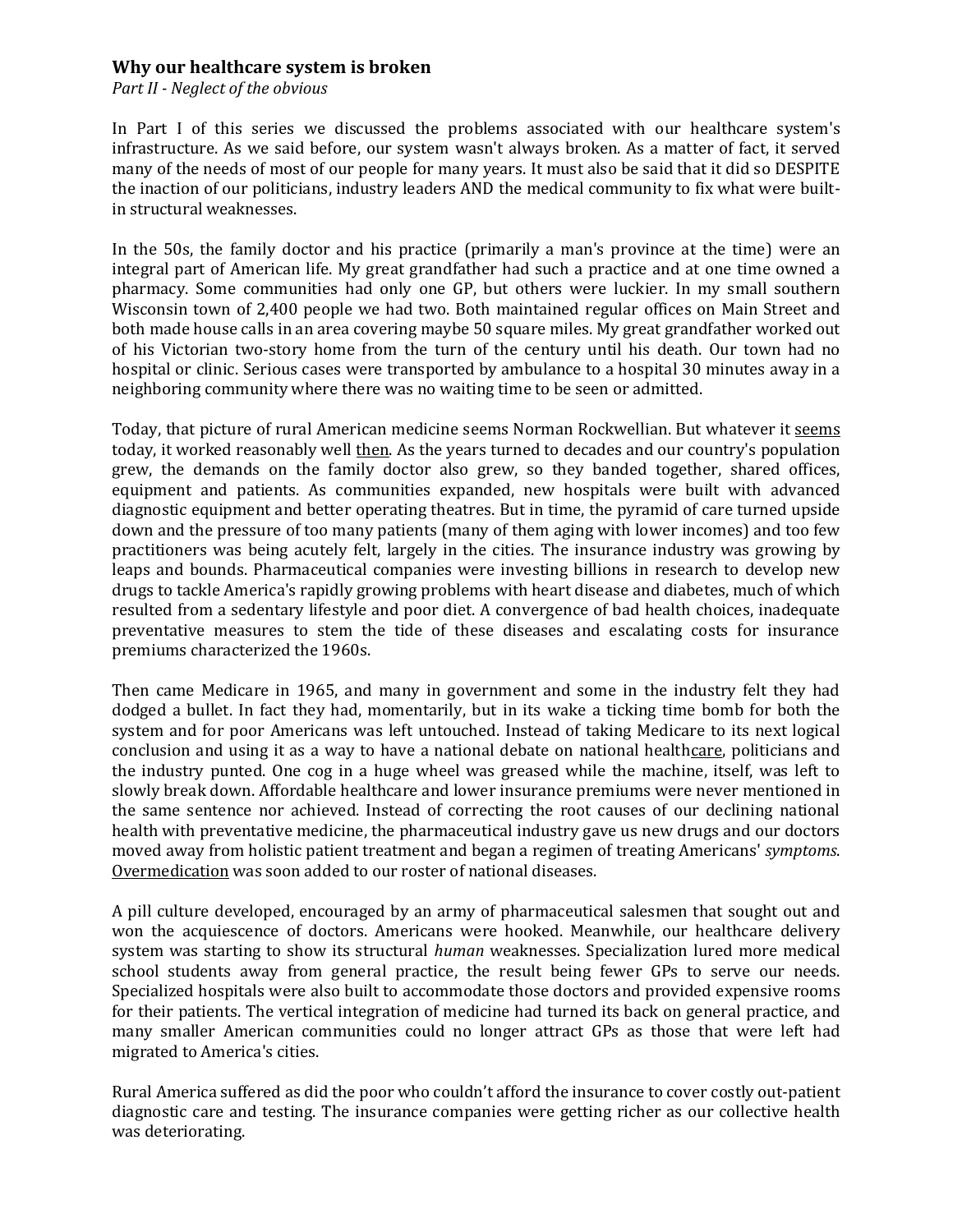### Why our healthcare system is broken

*Part II - Neglect of the obvious*

In Part I of this series we discussed the problems associated with our healthcare system's infrastructure. As we said before, our system wasn't always broken. As a matter of fact, it served many of the needs of most of our people for many years. It must also be said that it did so DESPITE the inaction of our politicians, industry leaders AND the medical community to fix what were built-in structural weaknesses.

In the 50s, the family doctor and his practice (primarily a man's province at the time) were an integral part of American life. My great grandfather had such a practice and at one time owned a pharmacy. Some communities had only one GP, but others were luckier. In my small southern Wisconsin town of 2,400 people we had two. Both maintained regular offices on Main Street and both made house calls in an area covering maybe 50 square miles. My great grandfather worked out of his Victorian two-story home from the turn of the century until his death. Our town had no hospital or clinic. Serious cases were transported by ambulance to a hospital 30 minutes away in a neighboring community where there was no waiting time to be seen or admitted.

Today, that picture of rural American medicine seems Norman Rockwellian. But whatever it seems today, it worked reasonably well then. As the years turned to decades and our country's population grew, the demands on the family doctor also grew, so they banded together, shared offices, equipment and patients. As communities expanded, new hospitals were built with advanced diagnostic equipment and better operating theatres. But in time, the pyramid of care turned upside down and the pressure of too many patients (many of them aging with lower incomes) and too few practitioners was being acutely felt, largely in the cities. The insurance industry was growing by leaps and bounds. Pharmaceutical companies were investing billions in research to develop new drugs to tackle America's rapidly growing problems with heart disease and diabetes, much of which resulted from a sedentary lifestyle and poor diet. A convergence of bad health choices, inadequate preventative measures to stem the tide of these diseases and escalating costs for insurance premiums characterized the 1960s.

Then came Medicare in 1965, and many in government and some in the industry felt they had dodged a bullet. In fact they had, momentarily, but in its wake a ticking time bomb for both the system and for poor Americans was left untouched. Instead of taking Medicare to its next logical conclusion and using it as a way to have a national debate on national healthcare, politicians and the industry punted. One cog in a huge wheel was greased while the machine, itself, was left to slowly break down. Affordable healthcare and lower insurance premiums were never mentioned in the same sentence nor achieved. Instead of correcting the root causes of our declining national health with preventative medicine, the pharmaceutical industry gave us new drugs and our doctors moved away from holistic patient treatment and began a regimen of treating Americans' *symptoms*. Overmedication was soon added to our roster of national diseases.

A pill culture developed, encouraged by an army of pharmaceutical salesmen that sought out and won the acquiescence of doctors. Americans were hooked. Meanwhile, our healthcare delivery system was starting to show its structural *human* weaknesses. Specialization lured more medical school students away from general practice, the result being fewer GPs to serve our needs. Specialized hospitals were also built to accommodate those doctors and provided expensive rooms for their patients. The vertical integration of medicine had turned its back on general practice, and many smaller American communities could no longer attract GPs as those that were left had migrated to America's cities.

Rural America suffered as did the poor who couldn't afford the insurance to cover costly out-patient diagnostic care and testing. The insurance companies were getting richer as our collective health was deteriorating.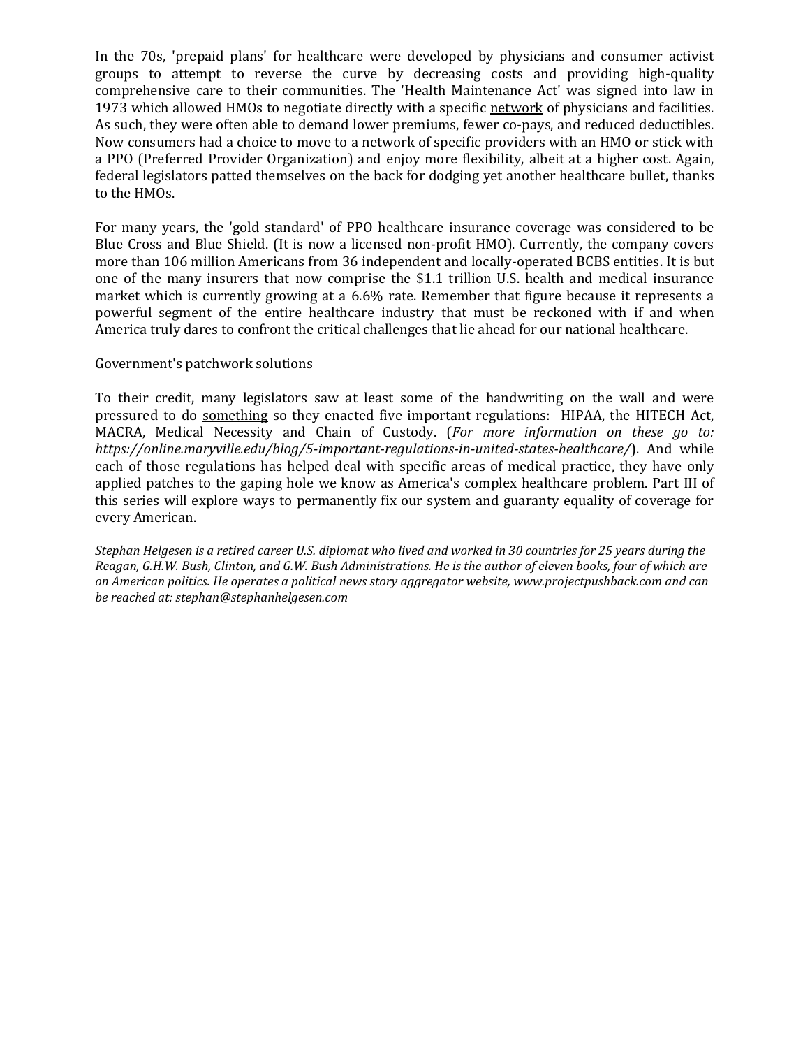In the 70s, 'prepaid plans' for healthcare were developed by physicians and consumer activist groups to attempt to reverse the curve by decreasing costs and providing high-quality comprehensive care to their communities. The 'Health Maintenance Act' was signed into law in 1973 which allowed HMOs to negotiate directly with a specific network of physicians and facilities. As such, they were often able to demand lower premiums, fewer co-pays, and reduced deductibles. Now consumers had a choice to move to a network of specific providers with an HMO or stick with a PPO (Preferred Provider Organization) and enjoy more flexibility, albeit at a higher cost. Again, federal legislators patted themselves on the back for dodging yet another healthcare bullet, thanks to the HMOs.

For many years, the 'gold standard' of PPO healthcare insurance coverage was considered to be Blue Cross and Blue Shield. (It is now a licensed non-profit HMO). Currently, the company covers more than 106 million Americans from 36 independent and locally-operated BCBS entities. It is but one of the many insurers that now comprise the $1.1 trillion U.S. health and medical insurance market which is currently growing at a 6.6% rate. Remember that figure because it represents a powerful segment of the entire healthcare industry that must be reckoned with if and when America truly dares to confront the critical challenges that lie ahead for our national healthcare.

Government's patchwork solutions

To their credit, many legislators saw at least some of the handwriting on the wall and were pressured to do something so they enacted five important regulations: HIPAA, the HITECH Act, MACRA, Medical Necessity and Chain of Custody. (*For more information on these go to: https://online.maryville.edu/blog/5-important-regulations-in-united-states-healthcare/*). And while each of those regulations has helped deal with specific areas of medical practice, they have only applied patches to the gaping hole we know as America's complex healthcare problem. Part III of this series will explore ways to permanently fix our system and guaranty equality of coverage for every American.

*Stephan Helgesen is a retired career U.S. diplomat who lived and worked in 30 countries for 25 years during the Reagan, G.H.W. Bush, Clinton, and G.W. Bush Administrations. He is the author of eleven books, four of which are on American politics. He operates a political news story aggregator website, www.projectpushback.com and can be reached at: stephan@stephanhelgesen.com*